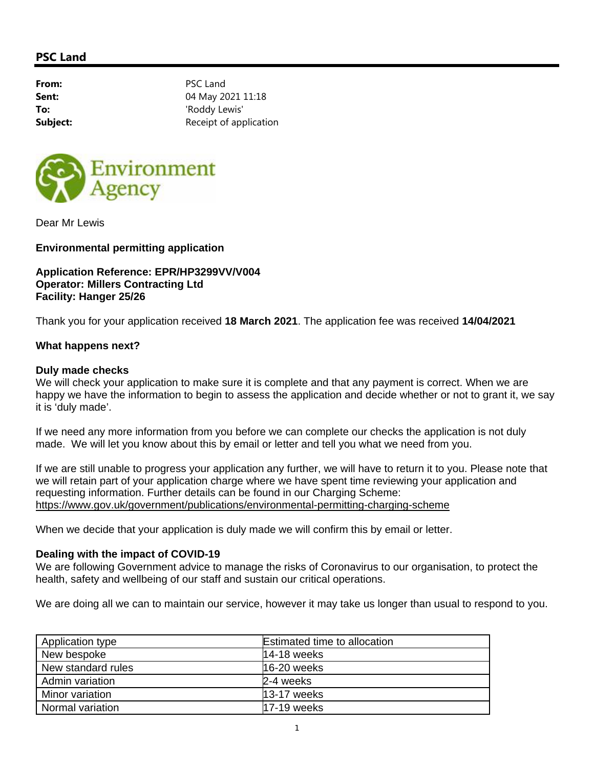## PSC Land

**From:** PSC Land
**Sent:** 04 May 2021 11:18
**To:** 'Roddy Lewis'
**Subject:** Receipt of application

Environment Agency

Dear Mr Lewis

**Environmental permitting application**

**Application Reference: EPR/HP3299VV/V004**
**Operator: Millers Contracting Ltd**
**Facility: Hanger 25/26**

Thank you for your application received **18 March 2021**. The application fee was received **14/04/2021**

**What happens next?**

**Duly made checks**
We will check your application to make sure it is complete and that any payment is correct. When we are happy we have the information to begin to assess the application and decide whether or not to grant it, we say it is 'duly made'.

If we need any more information from you before we can complete our checks the application is not duly made. We will let you know about this by email or letter and tell you what we need from you.

If we are still unable to progress your application any further, we will have to return it to you. Please note that we will retain part of your application charge where we have spent time reviewing your application and requesting information. Further details can be found in our Charging Scheme:
https://www.gov.uk/government/publications/environmental-permitting-charging-scheme

When we decide that your application is duly made we will confirm this by email or letter.

**Dealing with the impact of COVID-19**
We are following Government advice to manage the risks of Coronavirus to our organisation, to protect the health, safety and wellbeing of our staff and sustain our critical operations.

We are doing all we can to maintain our service, however it may take us longer than usual to respond to you.

| Application type | Estimated time to allocation |
| --- | --- |
| New bespoke | 14-18 weeks |
| New standard rules | 16-20 weeks |
| Admin variation | 2-4 weeks |
| Minor variation | 13-17 weeks |
| Normal variation | 17-19 weeks |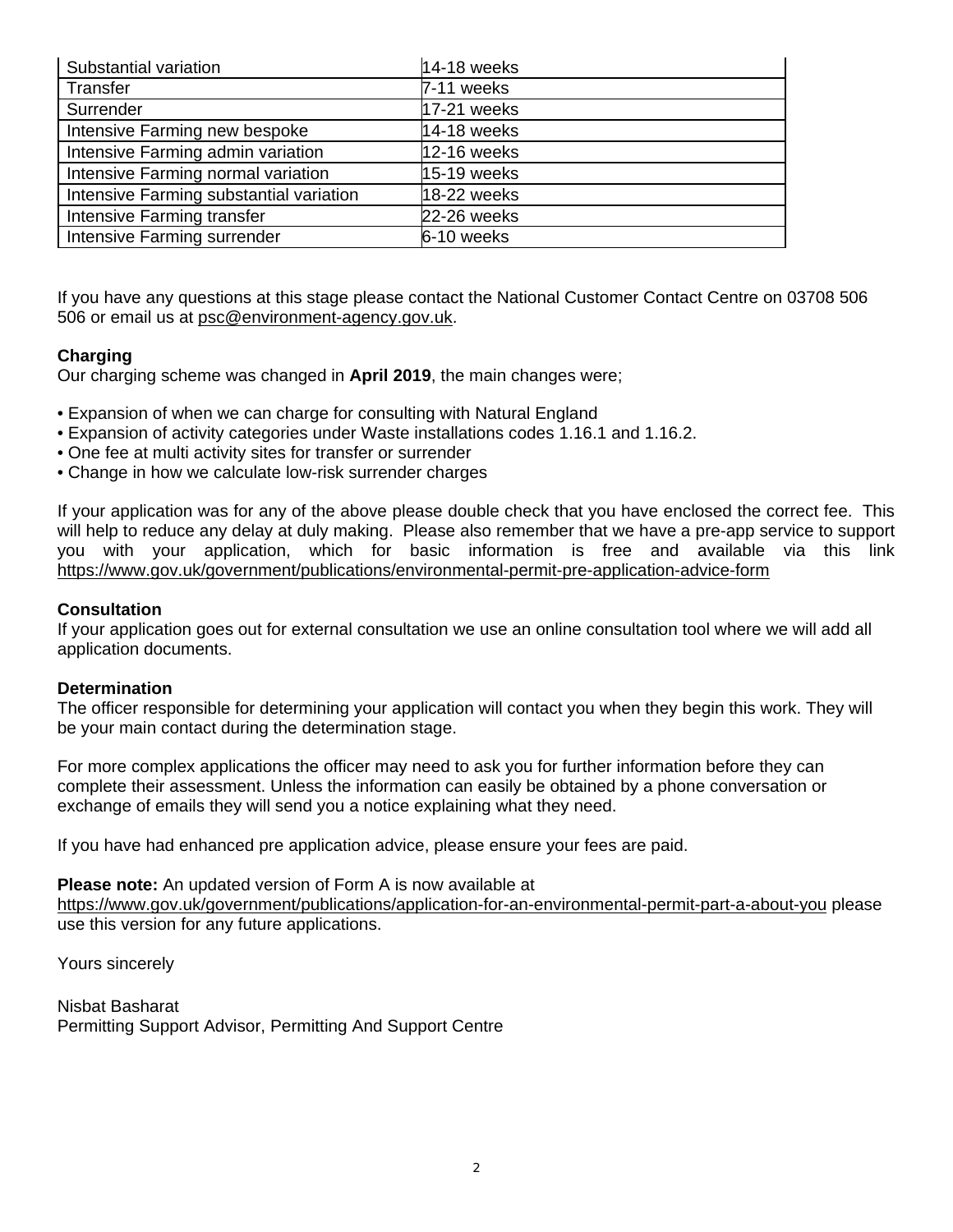| | |
|---|---|
| Substantial variation | 14-18 weeks |
| Transfer | 7-11 weeks |
| Surrender | 17-21 weeks |
| Intensive Farming new bespoke | 14-18 weeks |
| Intensive Farming admin variation | 12-16 weeks |
| Intensive Farming normal variation | 15-19 weeks |
| Intensive Farming substantial variation | 18-22 weeks |
| Intensive Farming transfer | 22-26 weeks |
| Intensive Farming surrender | 6-10 weeks |

If you have any questions at this stage please contact the National Customer Contact Centre on 03708 506 506 or email us at psc@environment-agency.gov.uk.

**Charging**
Our charging scheme was changed in **April 2019**, the main changes were;

- Expansion of when we can charge for consulting with Natural England
- Expansion of activity categories under Waste installations codes 1.16.1 and 1.16.2.
- One fee at multi activity sites for transfer or surrender
- Change in how we calculate low-risk surrender charges

If your application was for any of the above please double check that you have enclosed the correct fee. This will help to reduce any delay at duly making. Please also remember that we have a pre-app service to support you with your application, which for basic information is free and available via this link https://www.gov.uk/government/publications/environmental-permit-pre-application-advice-form

**Consultation**
If your application goes out for external consultation we use an online consultation tool where we will add all application documents.

**Determination**
The officer responsible for determining your application will contact you when they begin this work. They will be your main contact during the determination stage.

For more complex applications the officer may need to ask you for further information before they can complete their assessment. Unless the information can easily be obtained by a phone conversation or exchange of emails they will send you a notice explaining what they need.

If you have had enhanced pre application advice, please ensure your fees are paid.

**Please note:** An updated version of Form A is now available at https://www.gov.uk/government/publications/application-for-an-environmental-permit-part-a-about-you please use this version for any future applications.

Yours sincerely

Nisbat Basharat
Permitting Support Advisor, Permitting And Support Centre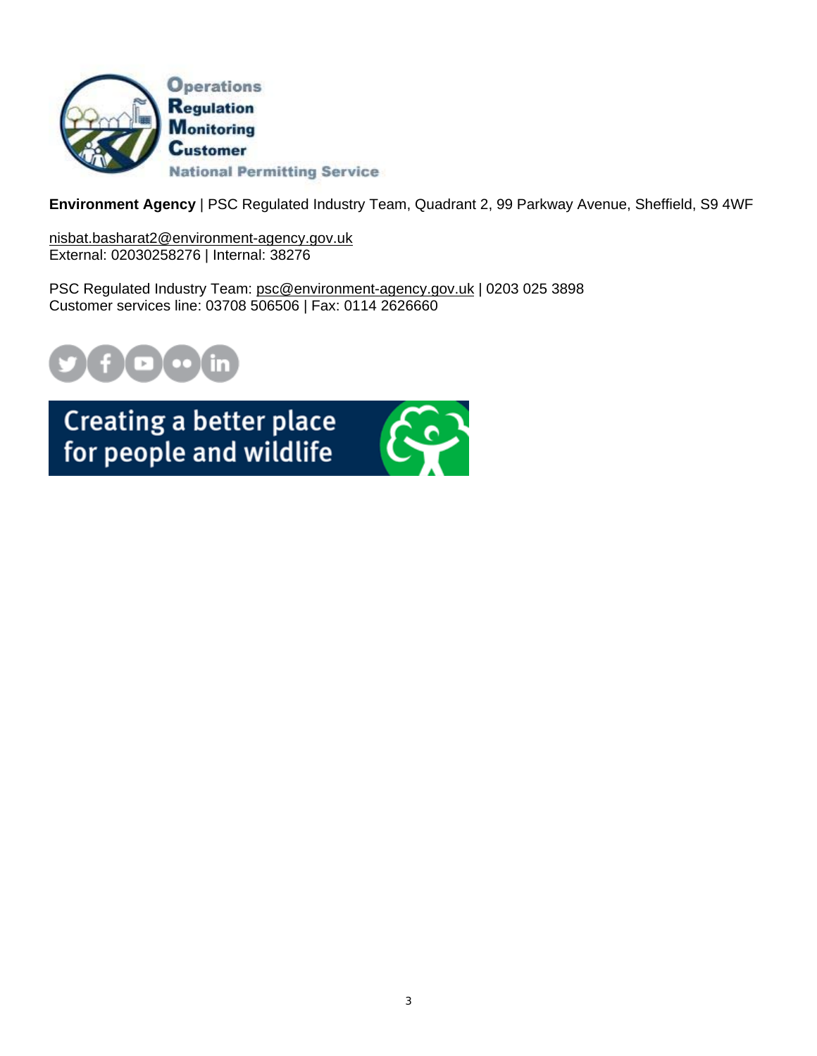Operations
Regulation
Monitoring
Customer
National Permitting Service

**Environment Agency** | PSC Regulated Industry Team, Quadrant 2, 99 Parkway Avenue, Sheffield, S9 4WF

nisbat.basharat2@environment-agency.gov.uk
External: 02030258276 | Internal: 38276

PSC Regulated Industry Team: psc@environment-agency.gov.uk | 0203 025 3898
Customer services line: 03708 506506 | Fax: 0114 2626660

Creating a better place
for people and wildlife